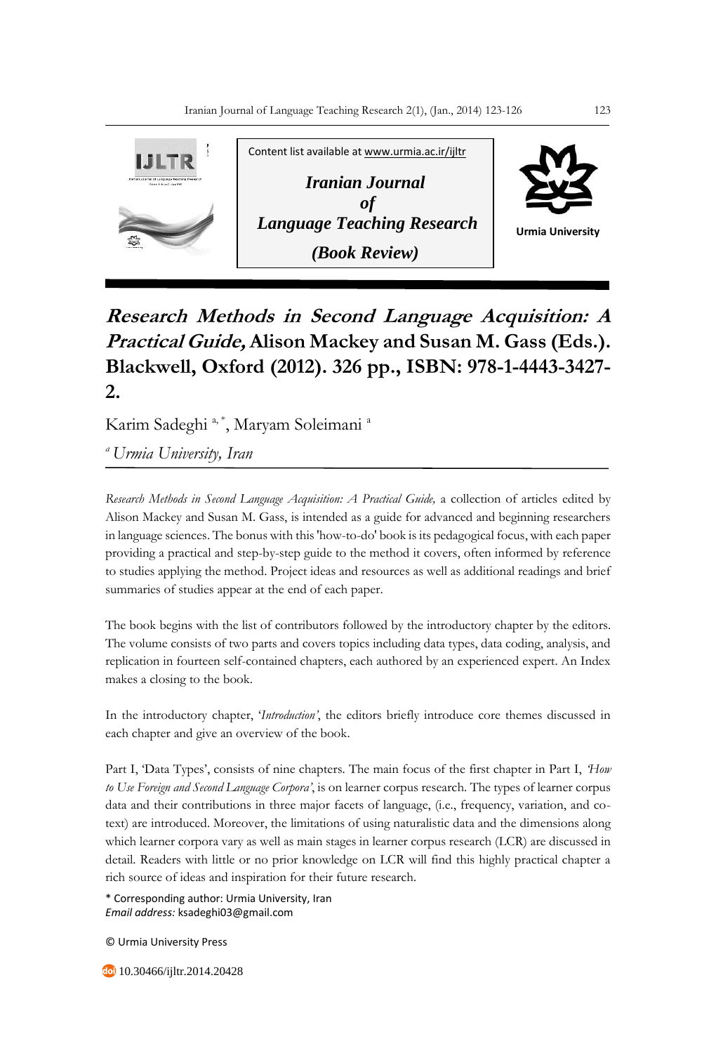Content list available at www.urmia.ac.ir/ijltr

**Iranian Journal of Language Teaching Research**

**(Book Review)**

Urmia University

# *Research Methods in Second Language Acquisition: A Practical Guide,* Alison Mackey and Susan M. Gass (Eds.). Blackwell, Oxford (2012). 326 pp., ISBN: 978-1-4443-3427-2.

Karim Sadeghi [a, *], Maryam Soleimani [a]

[a] *Urmia University, Iran*

*Research Methods in Second Language Acquisition: A Practical Guide,* a collection of articles edited by Alison Mackey and Susan M. Gass, is intended as a guide for advanced and beginning researchers in language sciences. The bonus with this 'how-to-do' book is its pedagogical focus, with each paper providing a practical and step-by-step guide to the method it covers, often informed by reference to studies applying the method. Project ideas and resources as well as additional readings and brief summaries of studies appear at the end of each paper.

The book begins with the list of contributors followed by the introductory chapter by the editors. The volume consists of two parts and covers topics including data types, data coding, analysis, and replication in fourteen self-contained chapters, each authored by an experienced expert. An Index makes a closing to the book.

In the introductory chapter, '*Introduction*', the editors briefly introduce core themes discussed in each chapter and give an overview of the book.

Part I, 'Data Types', consists of nine chapters. The main focus of the first chapter in Part I, *'How to Use Foreign and Second Language Corpora'*, is on learner corpus research. The types of learner corpus data and their contributions in three major facets of language, (i.e., frequency, variation, and co-text) are introduced. Moreover, the limitations of using naturalistic data and the dimensions along which learner corpora vary as well as main stages in learner corpus research (LCR) are discussed in detail. Readers with little or no prior knowledge on LCR will find this highly practical chapter a rich source of ideas and inspiration for their future research.

\* Corresponding author: Urmia University, Iran
*Email address:* ksadeghi03@gmail.com

© Urmia University Press

10.30466/ijltr.2014.20428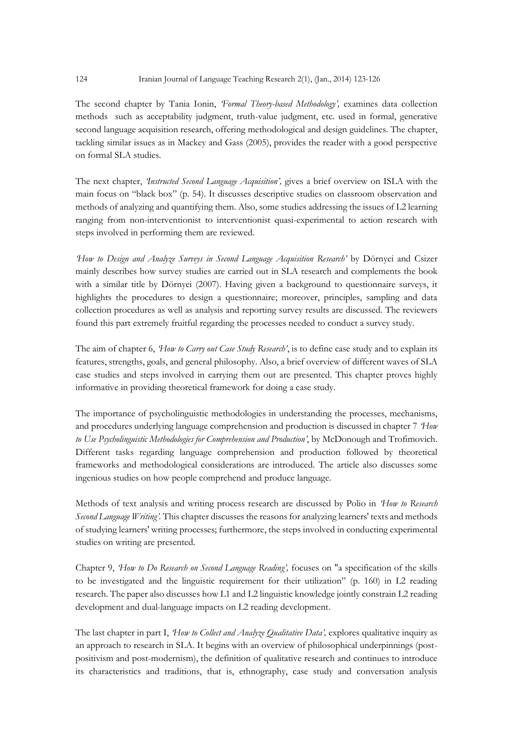The second chapter by Tania Ionin, *'Formal Theory-based Methodology',* examines data collection methods such as acceptability judgment, truth-value judgment, etc. used in formal, generative second language acquisition research, offering methodological and design guidelines. The chapter, tackling similar issues as in Mackey and Gass (2005), provides the reader with a good perspective on formal SLA studies.

The next chapter, *'Instructed Second Language Acquisition',* gives a brief overview on ISLA with the main focus on "black box" (p. 54). It discusses descriptive studies on classroom observation and methods of analyzing and quantifying them. Also, some studies addressing the issues of L2 learning ranging from non-interventionist to interventionist quasi-experimental to action research with steps involved in performing them are reviewed.

*'How to Design and Analyze Surveys in Second Language Acquisition Research'* by Dörnyei and Csizer mainly describes how survey studies are carried out in SLA research and complements the book with a similar title by Dörnyei (2007). Having given a background to questionnaire surveys, it highlights the procedures to design a questionnaire; moreover, principles, sampling and data collection procedures as well as analysis and reporting survey results are discussed. The reviewers found this part extremely fruitful regarding the processes needed to conduct a survey study.

The aim of chapter 6, *'How to Carry out Case Study Research'*, is to define case study and to explain its features, strengths, goals, and general philosophy. Also, a brief overview of different waves of SLA case studies and steps involved in carrying them out are presented. This chapter proves highly informative in providing theoretical framework for doing a case study.

The importance of psycholinguistic methodologies in understanding the processes, mechanisms, and procedures underlying language comprehension and production is discussed in chapter 7 *'How to Use Psycholinguistic Methodologies for Comprehension and Production'*, by McDonough and Trofimovich. Different tasks regarding language comprehension and production followed by theoretical frameworks and methodological considerations are introduced. The article also discusses some ingenious studies on how people comprehend and produce language.

Methods of text analysis and writing process research are discussed by Polio in *'How to Research Second Language Writing'*. This chapter discusses the reasons for analyzing learners' texts and methods of studying learners' writing processes; furthermore, the steps involved in conducting experimental studies on writing are presented.

Chapter 9, *'How to Do Research on Second Language Reading',* focuses on "a specification of the skills to be investigated and the linguistic requirement for their utilization" (p. 160) in L2 reading research. The paper also discusses how L1 and L2 linguistic knowledge jointly constrain L2 reading development and dual-language impacts on L2 reading development.

The last chapter in part I, *'How to Collect and Analyze Qualitative Data',* explores qualitative inquiry as an approach to research in SLA. It begins with an overview of philosophical underpinnings (post-positivism and post-modernism), the definition of qualitative research and continues to introduce its characteristics and traditions, that is, ethnography, case study and conversation analysis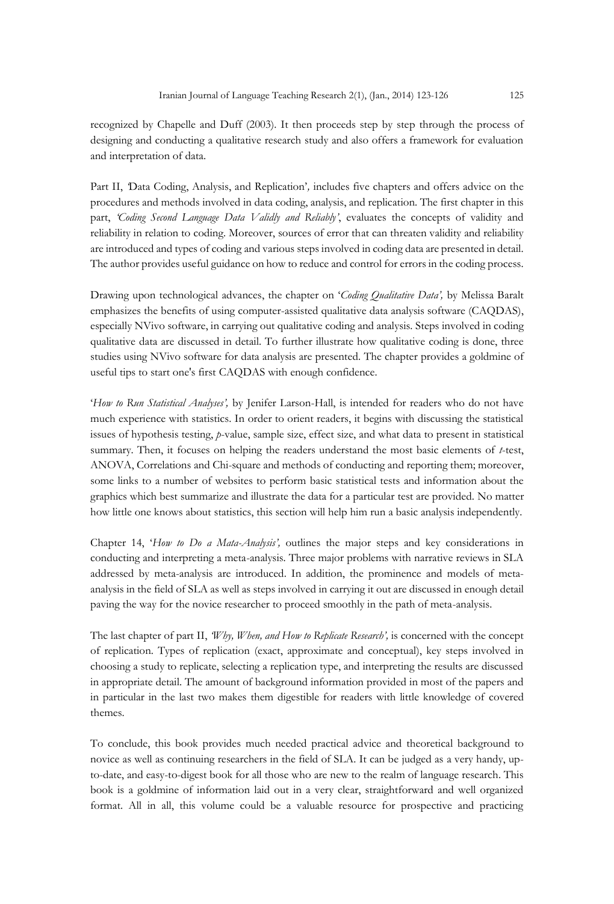recognized by Chapelle and Duff (2003). It then proceeds step by step through the process of designing and conducting a qualitative research study and also offers a framework for evaluation and interpretation of data.

Part II, *'*Data Coding, Analysis, and Replication'*,* includes five chapters and offers advice on the procedures and methods involved in data coding, analysis, and replication. The first chapter in this part, *'Coding Second Language Data Validly and Reliably'*, evaluates the concepts of validity and reliability in relation to coding. Moreover, sources of error that can threaten validity and reliability are introduced and types of coding and various steps involved in coding data are presented in detail. The author provides useful guidance on how to reduce and control for errors in the coding process.

Drawing upon technological advances, the chapter on '*Coding Qualitative Data',* by Melissa Baralt emphasizes the benefits of using computer-assisted qualitative data analysis software (CAQDAS), especially NVivo software, in carrying out qualitative coding and analysis. Steps involved in coding qualitative data are discussed in detail. To further illustrate how qualitative coding is done, three studies using NVivo software for data analysis are presented. The chapter provides a goldmine of useful tips to start one's first CAQDAS with enough confidence.

'*How to Run Statistical Analyses',* by Jenifer Larson-Hall, is intended for readers who do not have much experience with statistics. In order to orient readers, it begins with discussing the statistical issues of hypothesis testing, *p*-value, sample size, effect size, and what data to present in statistical summary. Then, it focuses on helping the readers understand the most basic elements of *t*-test, ANOVA, Correlations and Chi-square and methods of conducting and reporting them; moreover, some links to a number of websites to perform basic statistical tests and information about the graphics which best summarize and illustrate the data for a particular test are provided. No matter how little one knows about statistics, this section will help him run a basic analysis independently.

Chapter 14, '*How to Do a Mata-Analysis',* outlines the major steps and key considerations in conducting and interpreting a meta-analysis. Three major problems with narrative reviews in SLA addressed by meta-analysis are introduced. In addition, the prominence and models of meta-analysis in the field of SLA as well as steps involved in carrying it out are discussed in enough detail paving the way for the novice researcher to proceed smoothly in the path of meta-analysis.

The last chapter of part II, *'Why, When, and How to Replicate Research',* is concerned with the concept of replication. Types of replication (exact, approximate and conceptual), key steps involved in choosing a study to replicate, selecting a replication type, and interpreting the results are discussed in appropriate detail. The amount of background information provided in most of the papers and in particular in the last two makes them digestible for readers with little knowledge of covered themes.

To conclude, this book provides much needed practical advice and theoretical background to novice as well as continuing researchers in the field of SLA. It can be judged as a very handy, up-to-date, and easy-to-digest book for all those who are new to the realm of language research. This book is a goldmine of information laid out in a very clear, straightforward and well organized format. All in all, this volume could be a valuable resource for prospective and practicing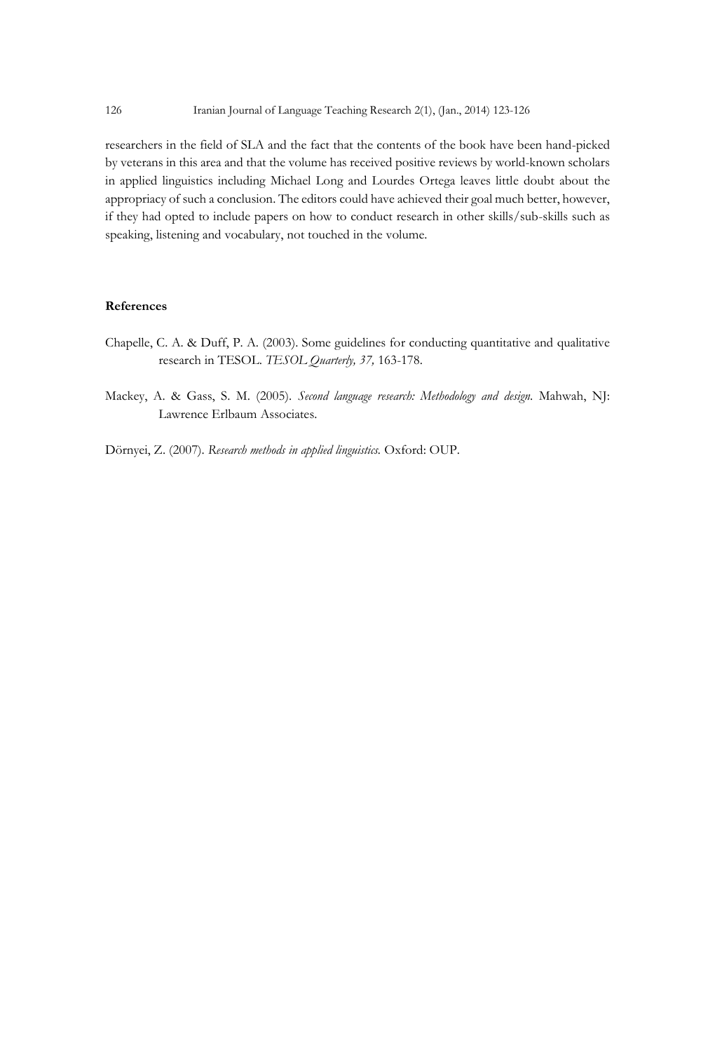researchers in the field of SLA and the fact that the contents of the book have been hand-picked by veterans in this area and that the volume has received positive reviews by world-known scholars in applied linguistics including Michael Long and Lourdes Ortega leaves little doubt about the appropriacy of such a conclusion. The editors could have achieved their goal much better, however, if they had opted to include papers on how to conduct research in other skills/sub-skills such as speaking, listening and vocabulary, not touched in the volume.

**References**

Chapelle, C. A. & Duff, P. A. (2003). Some guidelines for conducting quantitative and qualitative research in TESOL. *TESOL Quarterly, 37,* 163-178.

Mackey, A. & Gass, S. M. (2005). *Second language research: Methodology and design.* Mahwah, NJ: Lawrence Erlbaum Associates.

Dörnyei, Z. (2007). *Research methods in applied linguistics.* Oxford: OUP.